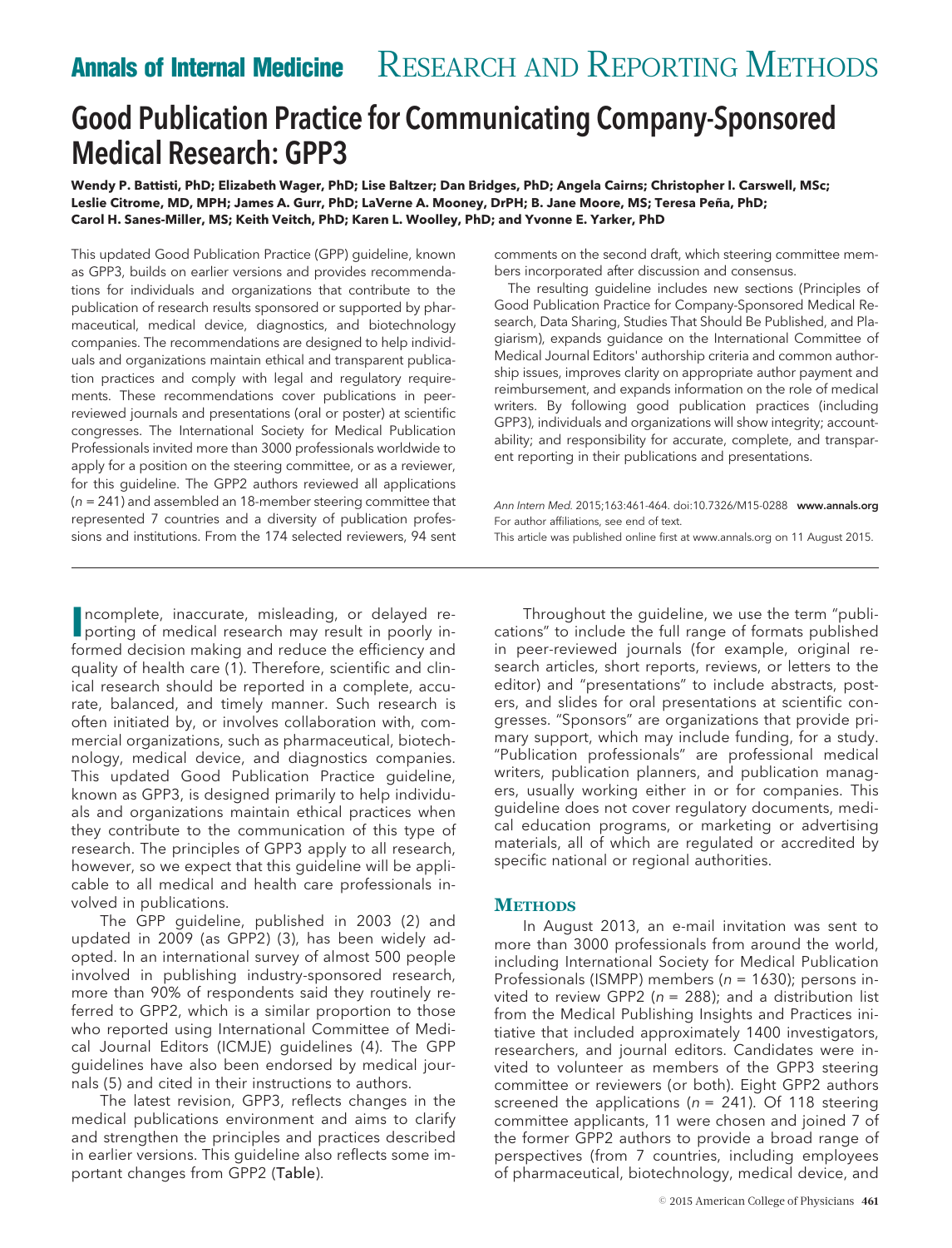# Good Publication Practice for Communicating Company-Sponsored Medical Research: GPP3

**Wendy P. Battisti, PhD; Elizabeth Wager, PhD; Lise Baltzer; Dan Bridges, PhD; Angela Cairns; Christopher I. Carswell, MSc; Leslie Citrome, MD, MPH; James A. Gurr, PhD; LaVerne A. Mooney, DrPH; B. Jane Moore, MS; Teresa Peña, PhD; Carol H. Sanes-Miller, MS; Keith Veitch, PhD; Karen L. Woolley, PhD; and Yvonne E. Yarker, PhD**

This updated Good Publication Practice (GPP) guideline, known as GPP3, builds on earlier versions and provides recommendations for individuals and organizations that contribute to the publication of research results sponsored or supported by pharmaceutical, medical device, diagnostics, and biotechnology companies. The recommendations are designed to help individuals and organizations maintain ethical and transparent publication practices and comply with legal and regulatory requirements. These recommendations cover publications in peer-reviewed journals and presentations (oral or poster) at scientific congresses. The International Society for Medical Publication Professionals invited more than 3000 professionals worldwide to apply for a position on the steering committee, or as a reviewer, for this guideline. The GPP2 authors reviewed all applications ($n = 241$) and assembled an 18-member steering committee that represented 7 countries and a diversity of publication professions and institutions. From the 174 selected reviewers, 94 sent comments on the second draft, which steering committee members incorporated after discussion and consensus.

The resulting guideline includes new sections (Principles of Good Publication Practice for Company-Sponsored Medical Research, Data Sharing, Studies That Should Be Published, and Plagiarism), expands guidance on the International Committee of Medical Journal Editors' authorship criteria and common authorship issues, improves clarity on appropriate author payment and reimbursement, and expands information on the role of medical writers. By following good publication practices (including GPP3), individuals and organizations will show integrity; accountability; and responsibility for accurate, complete, and transparent reporting in their publications and presentations.

*Ann Intern Med.* 2015;163:461-464. doi:10.7326/M15-0288 **www.annals.org**
For author affiliations, see end of text.
This article was published online first at www.annals.org on 11 August 2015.

Incomplete, inaccurate, misleading, or delayed reporting of medical research may result in poorly informed decision making and reduce the efficiency and quality of health care (1). Therefore, scientific and clinical research should be reported in a complete, accurate, balanced, and timely manner. Such research is often initiated by, or involves collaboration with, commercial organizations, such as pharmaceutical, biotechnology, medical device, and diagnostics companies. This updated Good Publication Practice guideline, known as GPP3, is designed primarily to help individuals and organizations maintain ethical practices when they contribute to the communication of this type of research. The principles of GPP3 apply to all research, however, so we expect that this guideline will be applicable to all medical and health care professionals involved in publications.

The GPP guideline, published in 2003 (2) and updated in 2009 (as GPP2) (3), has been widely adopted. In an international survey of almost 500 people involved in publishing industry-sponsored research, more than 90% of respondents said they routinely referred to GPP2, which is a similar proportion to those who reported using International Committee of Medical Journal Editors (ICMJE) guidelines (4). The GPP guidelines have also been endorsed by medical journals (5) and cited in their instructions to authors.

The latest revision, GPP3, reflects changes in the medical publications environment and aims to clarify and strengthen the principles and practices described in earlier versions. This guideline also reflects some important changes from GPP2 (Table).

Throughout the guideline, we use the term "publications" to include the full range of formats published in peer-reviewed journals (for example, original research articles, short reports, reviews, or letters to the editor) and "presentations" to include abstracts, posters, and slides for oral presentations at scientific congresses. "Sponsors" are organizations that provide primary support, which may include funding, for a study. "Publication professionals" are professional medical writers, publication planners, and publication managers, usually working either in or for companies. This guideline does not cover regulatory documents, medical education programs, or marketing or advertising materials, all of which are regulated or accredited by specific national or regional authorities.

## Methods

In August 2013, an e-mail invitation was sent to more than 3000 professionals from around the world, including International Society for Medical Publication Professionals (ISMPP) members ($n = 1630$); persons invited to review GPP2 ($n = 288$); and a distribution list from the Medical Publishing Insights and Practices initiative that included approximately 1400 investigators, researchers, and journal editors. Candidates were invited to volunteer as members of the GPP3 steering committee or reviewers (or both). Eight GPP2 authors screened the applications ($n = 241$). Of 118 steering committee applicants, 11 were chosen and joined 7 of the former GPP2 authors to provide a broad range of perspectives (from 7 countries, including employees of pharmaceutical, biotechnology, medical device, and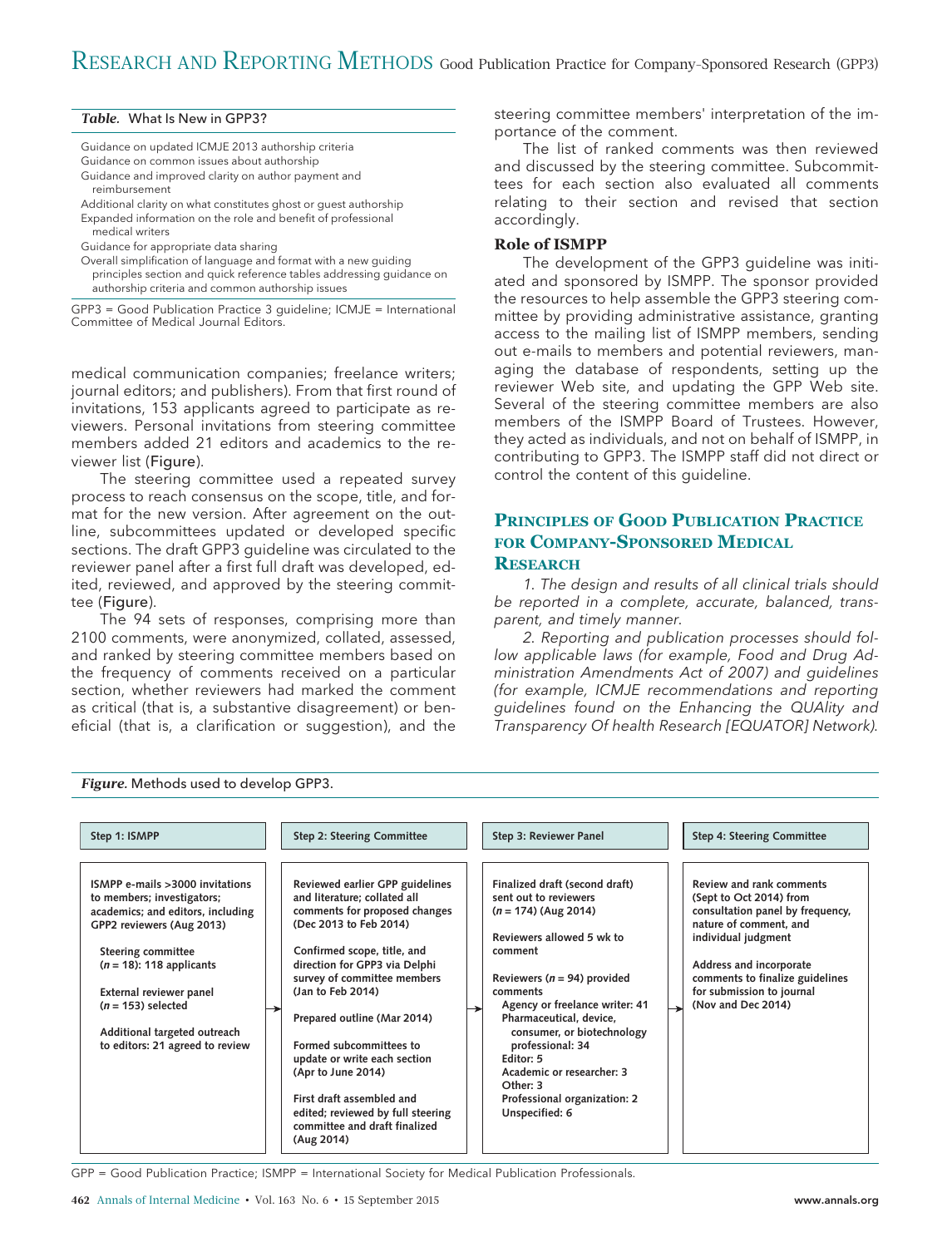**Table.** What Is New in GPP3?

| |
|---|
| Guidance on updated ICMJE 2013 authorship criteria |
| Guidance on common issues about authorship |
| Guidance and improved clarity on author payment and reimbursement |
| Additional clarity on what constitutes ghost or guest authorship |
| Expanded information on the role and benefit of professional medical writers |
| Guidance for appropriate data sharing |
| Overall simplification of language and format with a new guiding principles section and quick reference tables addressing guidance on authorship criteria and common authorship issues |

GPP3 = Good Publication Practice 3 guideline; ICMJE = International Committee of Medical Journal Editors.

medical communication companies; freelance writers; journal editors; and publishers). From that first round of invitations, 153 applicants agreed to participate as reviewers. Personal invitations from steering committee members added 21 editors and academics to the reviewer list (Figure).

The steering committee used a repeated survey process to reach consensus on the scope, title, and format for the new version. After agreement on the outline, subcommittees updated or developed specific sections. The draft GPP3 guideline was circulated to the reviewer panel after a first full draft was developed, edited, reviewed, and approved by the steering committee (Figure).

The 94 sets of responses, comprising more than 2100 comments, were anonymized, collated, assessed, and ranked by steering committee members based on the frequency of comments received on a particular section, whether reviewers had marked the comment as critical (that is, a substantive disagreement) or beneficial (that is, a clarification or suggestion), and the steering committee members' interpretation of the importance of the comment.

The list of ranked comments was then reviewed and discussed by the steering committee. Subcommittees for each section also evaluated all comments relating to their section and revised that section accordingly.

### Role of ISMPP

The development of the GPP3 guideline was initiated and sponsored by ISMPP. The sponsor provided the resources to help assemble the GPP3 steering committee by providing administrative assistance, granting access to the mailing list of ISMPP members, sending out e-mails to members and potential reviewers, managing the database of respondents, setting up the reviewer Web site, and updating the GPP Web site. Several of the steering committee members are also members of the ISMPP Board of Trustees. However, they acted as individuals, and not on behalf of ISMPP, in contributing to GPP3. The ISMPP staff did not direct or control the content of this guideline.

## Principles of Good Publication Practice for Company-Sponsored Medical Research

*1. The design and results of all clinical trials should be reported in a complete, accurate, balanced, transparent, and timely manner.*

*2. Reporting and publication processes should follow applicable laws (for example, Food and Drug Administration Amendments Act of 2007) and guidelines (for example, ICMJE recommendations and reporting guidelines found on the Enhancing the QUAlity and Transparency Of health Research [EQUATOR] Network).*

**Figure.** Methods used to develop GPP3.

| Step 1: ISMPP | Step 2: Steering Committee | Step 3: Reviewer Panel | Step 4: Steering Committee |
|---|---|---|---|
| ISMPP e-mails >3000 invitations to members; investigators; academics; and editors, including GPP2 reviewers (Aug 2013)<br><br>Steering committee ($n$ = 18): 118 applicants<br><br>External reviewer panel ($n$ = 153) selected<br><br>Additional targeted outreach to editors: 21 agreed to review | Reviewed earlier GPP guidelines and literature; collated all comments for proposed changes (Dec 2013 to Feb 2014)<br><br>Confirmed scope, title, and direction for GPP3 via Delphi survey of committee members (Jan to Feb 2014)<br><br>Prepared outline (Mar 2014)<br><br>Formed subcommittees to update or write each section (Apr to June 2014)<br><br>First draft assembled and edited; reviewed by full steering committee and draft finalized (Aug 2014) | Finalized draft (second draft) sent out to reviewers ($n$ = 174) (Aug 2014)<br><br>Reviewers allowed 5 wk to comment<br><br>Reviewers ($n$ = 94) provided comments<br>Agency or freelance writer: 41<br>Pharmaceutical, device, consumer, or biotechnology professional: 34<br>Editor: 5<br>Academic or researcher: 3<br>Other: 3<br>Professional organization: 2<br>Unspecified: 6 | Review and rank comments (Sept to Oct 2014) from consultation panel by frequency, nature of comment, and individual judgment<br><br>Address and incorporate comments to finalize guidelines for submission to journal (Nov and Dec 2014) |

GPP = Good Publication Practice; ISMPP = International Society for Medical Publication Professionals.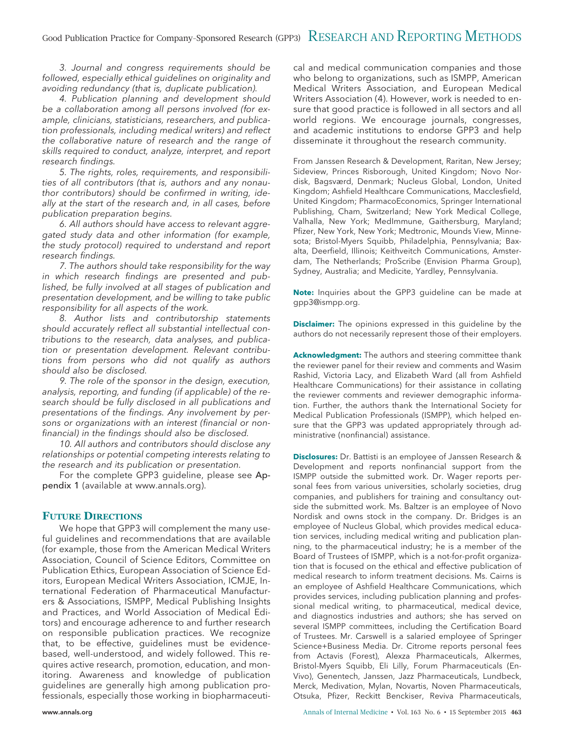*3. Journal and congress requirements should be followed, especially ethical guidelines on originality and avoiding redundancy (that is, duplicate publication).*

*4. Publication planning and development should be a collaboration among all persons involved (for example, clinicians, statisticians, researchers, and publication professionals, including medical writers) and reflect the collaborative nature of research and the range of skills required to conduct, analyze, interpret, and report research findings.*

*5. The rights, roles, requirements, and responsibilities of all contributors (that is, authors and any nonauthor contributors) should be confirmed in writing, ideally at the start of the research and, in all cases, before publication preparation begins.*

*6. All authors should have access to relevant aggregated study data and other information (for example, the study protocol) required to understand and report research findings.*

*7. The authors should take responsibility for the way in which research findings are presented and published, be fully involved at all stages of publication and presentation development, and be willing to take public responsibility for all aspects of the work.*

*8. Author lists and contributorship statements should accurately reflect all substantial intellectual contributions to the research, data analyses, and publication or presentation development. Relevant contributions from persons who did not qualify as authors should also be disclosed.*

*9. The role of the sponsor in the design, execution, analysis, reporting, and funding (if applicable) of the research should be fully disclosed in all publications and presentations of the findings. Any involvement by persons or organizations with an interest (financial or nonfinancial) in the findings should also be disclosed.*

*10. All authors and contributors should disclose any relationships or potential competing interests relating to the research and its publication or presentation.*

For the complete GPP3 guideline, please see Appendix 1 (available at www.annals.org).

## Future Directions

We hope that GPP3 will complement the many useful guidelines and recommendations that are available (for example, those from the American Medical Writers Association, Council of Science Editors, Committee on Publication Ethics, European Association of Science Editors, European Medical Writers Association, ICMJE, International Federation of Pharmaceutical Manufacturers & Associations, ISMPP, Medical Publishing Insights and Practices, and World Association of Medical Editors) and encourage adherence to and further research on responsible publication practices. We recognize that, to be effective, guidelines must be evidence-based, well-understood, and widely followed. This requires active research, promotion, education, and monitoring. Awareness and knowledge of publication guidelines are generally high among publication professionals, especially those working in biopharmaceutical and medical communication companies and those who belong to organizations, such as ISMPP, American Medical Writers Association, and European Medical Writers Association (4). However, work is needed to ensure that good practice is followed in all sectors and all world regions. We encourage journals, congresses, and academic institutions to endorse GPP3 and help disseminate it throughout the research community.

From Janssen Research & Development, Raritan, New Jersey; Sideview, Princes Risborough, United Kingdom; Novo Nordisk, Bagsværd, Denmark; Nucleus Global, London, United Kingdom; Ashfield Healthcare Communications, Macclesfield, United Kingdom; PharmacoEconomics, Springer International Publishing, Cham, Switzerland; New York Medical College, Valhalla, New York; MedImmune, Gaithersburg, Maryland; Pfizer, New York, New York; Medtronic, Mounds View, Minnesota; Bristol-Myers Squibb, Philadelphia, Pennsylvania; Baxalta, Deerfield, Illinois; Keithveitch Communications, Amsterdam, The Netherlands; ProScribe (Envision Pharma Group), Sydney, Australia; and Medicite, Yardley, Pennsylvania.

**Note:** Inquiries about the GPP3 guideline can be made at gpp3@ismpp.org.

**Disclaimer:** The opinions expressed in this guideline by the authors do not necessarily represent those of their employers.

**Acknowledgment:** The authors and steering committee thank the reviewer panel for their review and comments and Wasim Rashid, Victoria Lacy, and Elizabeth Ward (all from Ashfield Healthcare Communications) for their assistance in collating the reviewer comments and reviewer demographic information. Further, the authors thank the International Society for Medical Publication Professionals (ISMPP), which helped ensure that the GPP3 was updated appropriately through administrative (nonfinancial) assistance.

**Disclosures:** Dr. Battisti is an employee of Janssen Research & Development and reports nonfinancial support from the ISMPP outside the submitted work. Dr. Wager reports personal fees from various universities, scholarly societies, drug companies, and publishers for training and consultancy outside the submitted work. Ms. Baltzer is an employee of Novo Nordisk and owns stock in the company. Dr. Bridges is an employee of Nucleus Global, which provides medical education services, including medical writing and publication planning, to the pharmaceutical industry; he is a member of the Board of Trustees of ISMPP, which is a not-for-profit organization that is focused on the ethical and effective publication of medical research to inform treatment decisions. Ms. Cairns is an employee of Ashfield Healthcare Communications, which provides services, including publication planning and professional medical writing, to pharmaceutical, medical device, and diagnostics industries and authors; she has served on several ISMPP committees, including the Certification Board of Trustees. Mr. Carswell is a salaried employee of Springer Science+Business Media. Dr. Citrome reports personal fees from Actavis (Forest), Alexza Pharmaceuticals, Alkermes, Bristol-Myers Squibb, Eli Lilly, Forum Pharmaceuticals (EnVivo), Genentech, Janssen, Jazz Pharmaceuticals, Lundbeck, Merck, Medivation, Mylan, Novartis, Noven Pharmaceuticals, Otsuka, Pfizer, Reckitt Benckiser, Reviva Pharmaceuticals,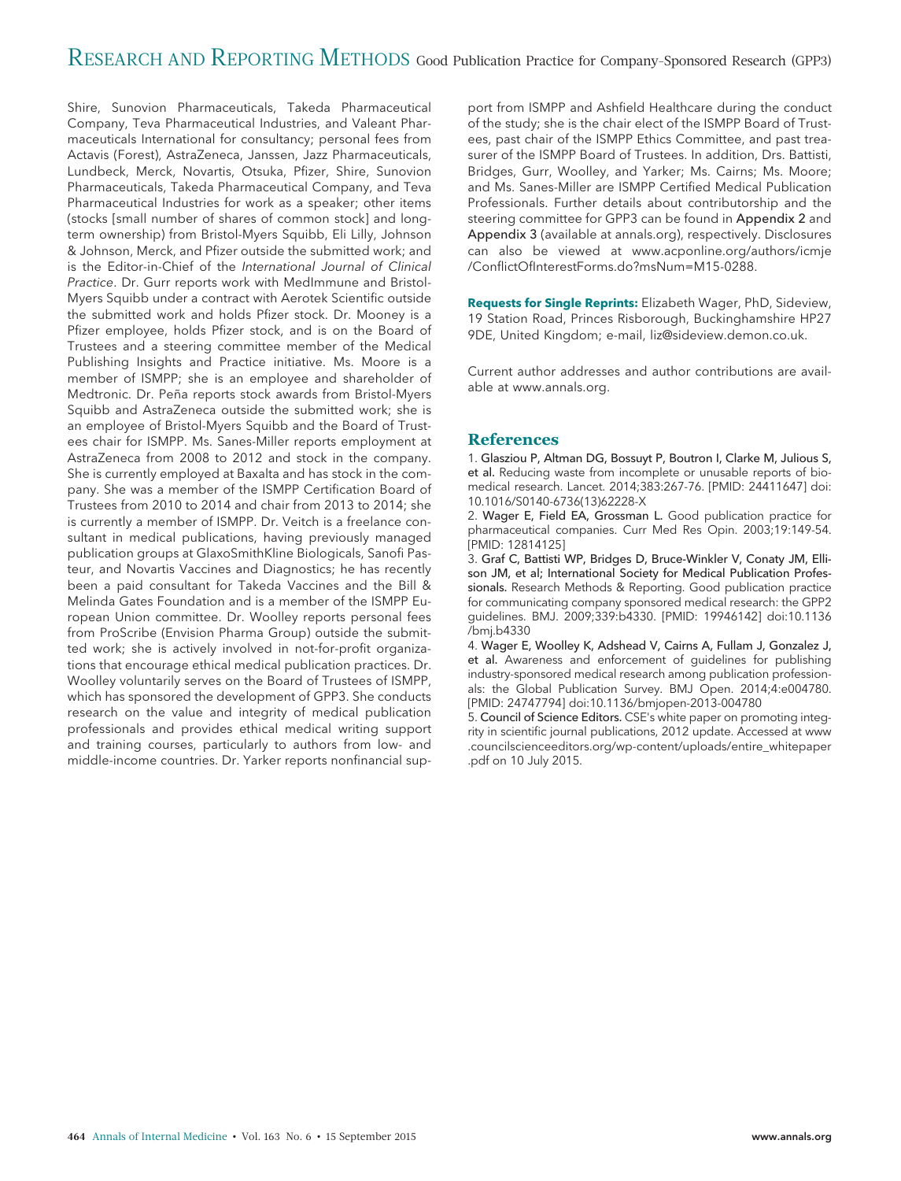Shire, Sunovion Pharmaceuticals, Takeda Pharmaceutical Company, Teva Pharmaceutical Industries, and Valeant Pharmaceuticals International for consultancy; personal fees from Actavis (Forest), AstraZeneca, Janssen, Jazz Pharmaceuticals, Lundbeck, Merck, Novartis, Otsuka, Pfizer, Shire, Sunovion Pharmaceuticals, Takeda Pharmaceutical Company, and Teva Pharmaceutical Industries for work as a speaker; other items (stocks [small number of shares of common stock] and long-term ownership) from Bristol-Myers Squibb, Eli Lilly, Johnson & Johnson, Merck, and Pfizer outside the submitted work; and is the Editor-in-Chief of the *International Journal of Clinical Practice*. Dr. Gurr reports work with MedImmune and Bristol-Myers Squibb under a contract with Aerotek Scientific outside the submitted work and holds Pfizer stock. Dr. Mooney is a Pfizer employee, holds Pfizer stock, and is on the Board of Trustees and a steering committee member of the Medical Publishing Insights and Practice initiative. Ms. Moore is a member of ISMPP; she is an employee and shareholder of Medtronic. Dr. Peña reports stock awards from Bristol-Myers Squibb and AstraZeneca outside the submitted work; she is an employee of Bristol-Myers Squibb and the Board of Trustees chair for ISMPP. Ms. Sanes-Miller reports employment at AstraZeneca from 2008 to 2012 and stock in the company. She is currently employed at Baxalta and has stock in the company. She was a member of the ISMPP Certification Board of Trustees from 2010 to 2014 and chair from 2013 to 2014; she is currently a member of ISMPP. Dr. Veitch is a freelance consultant in medical publications, having previously managed publication groups at GlaxoSmithKline Biologicals, Sanofi Pasteur, and Novartis Vaccines and Diagnostics; he has recently been a paid consultant for Takeda Vaccines and the Bill & Melinda Gates Foundation and is a member of the ISMPP European Union committee. Dr. Woolley reports personal fees from ProScribe (Envision Pharma Group) outside the submitted work; she is actively involved in not-for-profit organizations that encourage ethical medical publication practices. Dr. Woolley voluntarily serves on the Board of Trustees of ISMPP, which has sponsored the development of GPP3. She conducts research on the value and integrity of medical publication professionals and provides ethical medical writing support and training courses, particularly to authors from low- and middle-income countries. Dr. Yarker reports nonfinancial support from ISMPP and Ashfield Healthcare during the conduct of the study; she is the chair elect of the ISMPP Board of Trustees, past chair of the ISMPP Ethics Committee, and past treasurer of the ISMPP Board of Trustees. In addition, Drs. Battisti, Bridges, Gurr, Woolley, and Yarker; Ms. Cairns; Ms. Moore; and Ms. Sanes-Miller are ISMPP Certified Medical Publication Professionals. Further details about contributorship and the steering committee for GPP3 can be found in Appendix 2 and Appendix 3 (available at annals.org), respectively. Disclosures can also be viewed at www.acponline.org/authors/icmje/ConflictOfInterestForms.do?msNum=M15-0288.

**Requests for Single Reprints:** Elizabeth Wager, PhD, Sideview, 19 Station Road, Princes Risborough, Buckinghamshire HP27 9DE, United Kingdom; e-mail, liz@sideview.demon.co.uk.

Current author addresses and author contributions are available at www.annals.org.

## References

1. **Glasziou P, Altman DG, Bossuyt P, Boutron I, Clarke M, Julious S, et al.** Reducing waste from incomplete or unusable reports of biomedical research. Lancet. 2014;383:267-76. [PMID: 24411647] doi:10.1016/S0140-6736(13)62228-X
2. **Wager E, Field EA, Grossman L.** Good publication practice for pharmaceutical companies. Curr Med Res Opin. 2003;19:149-54. [PMID: 12814125]
3. **Graf C, Battisti WP, Bridges D, Bruce-Winkler V, Conaty JM, Ellison JM, et al; International Society for Medical Publication Professionals.** Research Methods & Reporting. Good publication practice for communicating company sponsored medical research: the GPP2 guidelines. BMJ. 2009;339:b4330. [PMID: 19946142] doi:10.1136/bmj.b4330
4. **Wager E, Woolley K, Adshead V, Cairns A, Fullam J, Gonzalez J, et al.** Awareness and enforcement of guidelines for publishing industry-sponsored medical research among publication professionals: the Global Publication Survey. BMJ Open. 2014;4:e004780. [PMID: 24747794] doi:10.1136/bmjopen-2013-004780
5. **Council of Science Editors.** CSE's white paper on promoting integrity in scientific journal publications, 2012 update. Accessed at www.councilscienceeditors.org/wp-content/uploads/entire_whitepaper.pdf on 10 July 2015.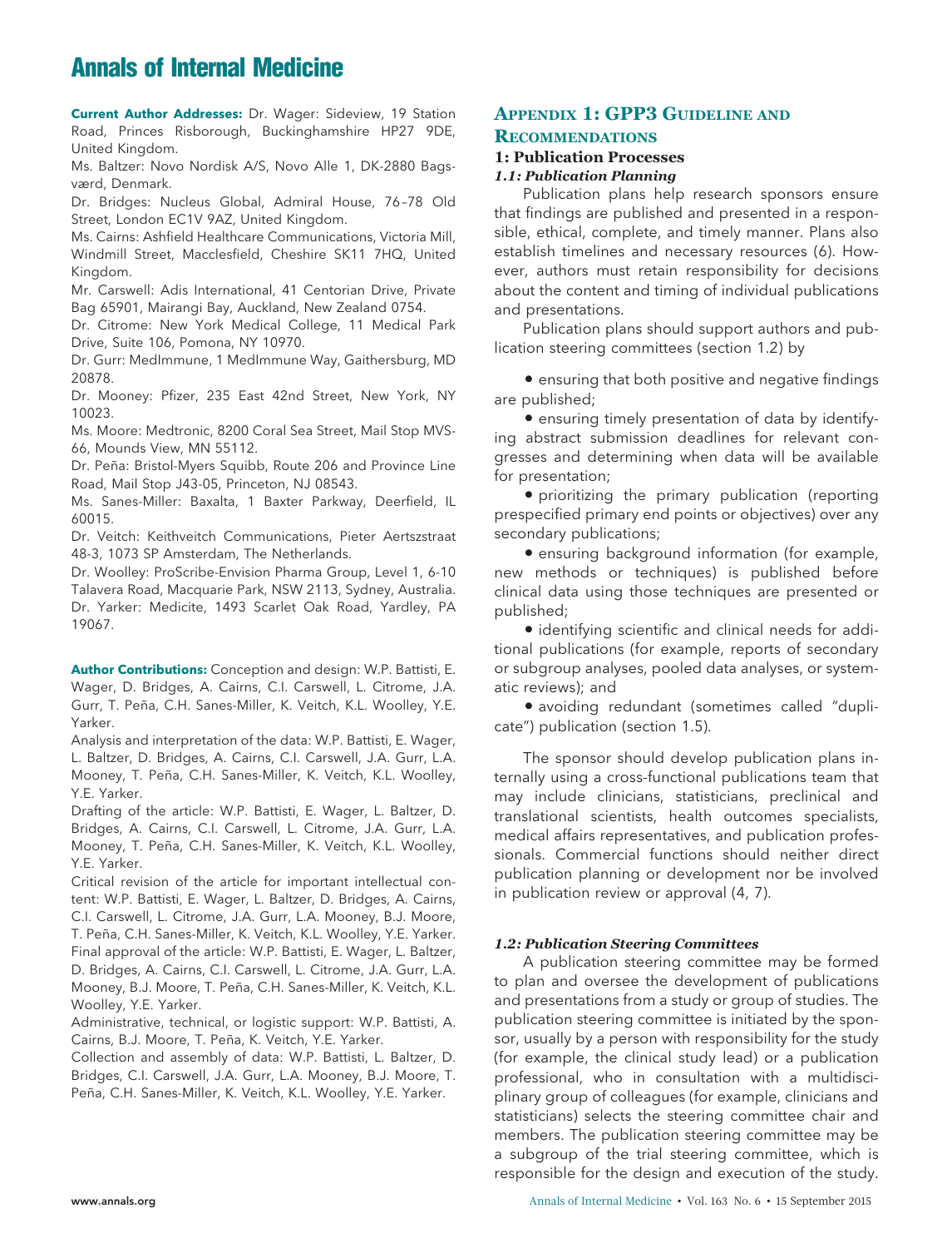**Current Author Addresses:** Dr. Wager: Sideview, 19 Station Road, Princes Risborough, Buckinghamshire HP27 9DE, United Kingdom.

Ms. Baltzer: Novo Nordisk A/S, Novo Alle 1, DK-2880 Bagsværd, Denmark.

Dr. Bridges: Nucleus Global, Admiral House, 76–78 Old Street, London EC1V 9AZ, United Kingdom.

Ms. Cairns: Ashfield Healthcare Communications, Victoria Mill, Windmill Street, Macclesfield, Cheshire SK11 7HQ, United Kingdom.

Mr. Carswell: Adis International, 41 Centorian Drive, Private Bag 65901, Mairangi Bay, Auckland, New Zealand 0754.

Dr. Citrome: New York Medical College, 11 Medical Park Drive, Suite 106, Pomona, NY 10970.

Dr. Gurr: MedImmune, 1 MedImmune Way, Gaithersburg, MD 20878.

Dr. Mooney: Pfizer, 235 East 42nd Street, New York, NY 10023.

Ms. Moore: Medtronic, 8200 Coral Sea Street, Mail Stop MVS-66, Mounds View, MN 55112.

Dr. Peña: Bristol-Myers Squibb, Route 206 and Province Line Road, Mail Stop J43-05, Princeton, NJ 08543.

Ms. Sanes-Miller: Baxalta, 1 Baxter Parkway, Deerfield, IL 60015.

Dr. Veitch: Keithveitch Communications, Pieter Aertszstraat 48-3, 1073 SP Amsterdam, The Netherlands.

Dr. Woolley: ProScribe-Envision Pharma Group, Level 1, 6-10 Talavera Road, Macquarie Park, NSW 2113, Sydney, Australia.

Dr. Yarker: Medicite, 1493 Scarlet Oak Road, Yardley, PA 19067.

**Author Contributions:** Conception and design: W.P. Battisti, E. Wager, D. Bridges, A. Cairns, C.I. Carswell, L. Citrome, J.A. Gurr, T. Peña, C.H. Sanes-Miller, K. Veitch, K.L. Woolley, Y.E. Yarker.

Analysis and interpretation of the data: W.P. Battisti, E. Wager, L. Baltzer, D. Bridges, A. Cairns, C.I. Carswell, J.A. Gurr, L.A. Mooney, T. Peña, C.H. Sanes-Miller, K. Veitch, K.L. Woolley, Y.E. Yarker.

Drafting of the article: W.P. Battisti, E. Wager, L. Baltzer, D. Bridges, A. Cairns, C.I. Carswell, L. Citrome, J.A. Gurr, L.A. Mooney, T. Peña, C.H. Sanes-Miller, K. Veitch, K.L. Woolley, Y.E. Yarker.

Critical revision of the article for important intellectual content: W.P. Battisti, E. Wager, L. Baltzer, D. Bridges, A. Cairns, C.I. Carswell, L. Citrome, J.A. Gurr, L.A. Mooney, B.J. Moore, T. Peña, C.H. Sanes-Miller, K. Veitch, K.L. Woolley, Y.E. Yarker.

Final approval of the article: W.P. Battisti, E. Wager, L. Baltzer, D. Bridges, A. Cairns, C.I. Carswell, L. Citrome, J.A. Gurr, L.A. Mooney, B.J. Moore, T. Peña, C.H. Sanes-Miller, K. Veitch, K.L. Woolley, Y.E. Yarker.

Administrative, technical, or logistic support: W.P. Battisti, A. Cairns, B.J. Moore, T. Peña, K. Veitch, Y.E. Yarker.

Collection and assembly of data: W.P. Battisti, L. Baltzer, D. Bridges, C.I. Carswell, J.A. Gurr, L.A. Mooney, B.J. Moore, T. Peña, C.H. Sanes-Miller, K. Veitch, K.L. Woolley, Y.E. Yarker.

## Appendix 1: GPP3 Guideline and Recommendations

### 1: Publication Processes

#### *1.1: Publication Planning*

Publication plans help research sponsors ensure that findings are published and presented in a responsible, ethical, complete, and timely manner. Plans also establish timelines and necessary resources (6). However, authors must retain responsibility for decisions about the content and timing of individual publications and presentations.

Publication plans should support authors and publication steering committees (section 1.2) by

- ensuring that both positive and negative findings are published;
- ensuring timely presentation of data by identifying abstract submission deadlines for relevant congresses and determining when data will be available for presentation;
- prioritizing the primary publication (reporting prespecified primary end points or objectives) over any secondary publications;
- ensuring background information (for example, new methods or techniques) is published before clinical data using those techniques are presented or published;
- identifying scientific and clinical needs for additional publications (for example, reports of secondary or subgroup analyses, pooled data analyses, or systematic reviews); and
- avoiding redundant (sometimes called "duplicate") publication (section 1.5).

The sponsor should develop publication plans internally using a cross-functional publications team that may include clinicians, statisticians, preclinical and translational scientists, health outcomes specialists, medical affairs representatives, and publication professionals. Commercial functions should neither direct publication planning or development nor be involved in publication review or approval (4, 7).

#### *1.2: Publication Steering Committees*

A publication steering committee may be formed to plan and oversee the development of publications and presentations from a study or group of studies. The publication steering committee is initiated by the sponsor, usually by a person with responsibility for the study (for example, the clinical study lead) or a publication professional, who in consultation with a multidisciplinary group of colleagues (for example, clinicians and statisticians) selects the steering committee chair and members. The publication steering committee may be a subgroup of the trial steering committee, which is responsible for the design and execution of the study.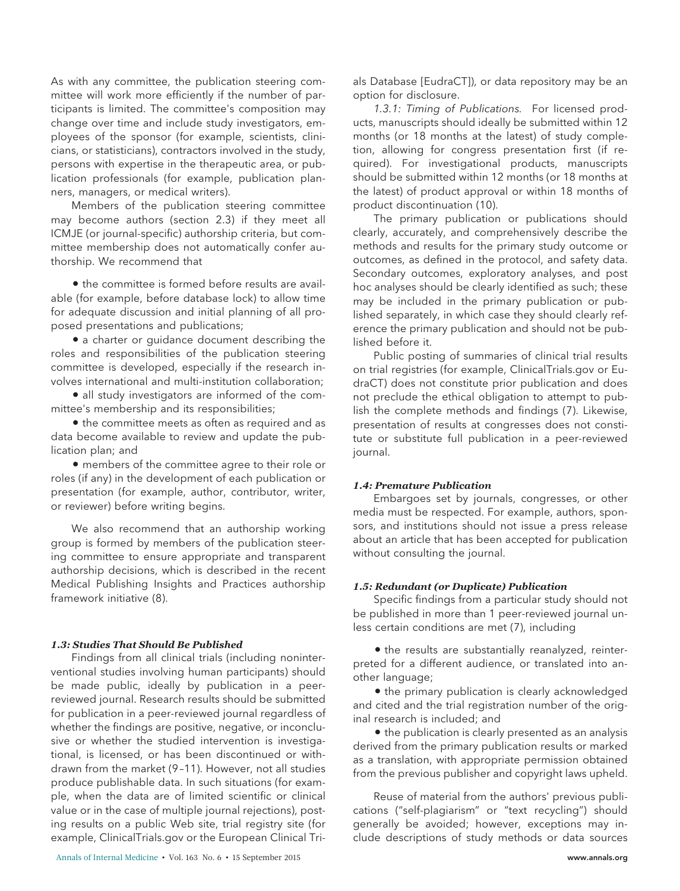As with any committee, the publication steering committee will work more efficiently if the number of participants is limited. The committee's composition may change over time and include study investigators, employees of the sponsor (for example, scientists, clinicians, or statisticians), contractors involved in the study, persons with expertise in the therapeutic area, or publication professionals (for example, publication planners, managers, or medical writers).

Members of the publication steering committee may become authors (section 2.3) if they meet all ICMJE (or journal-specific) authorship criteria, but committee membership does not automatically confer authorship. We recommend that

- the committee is formed before results are available (for example, before database lock) to allow time for adequate discussion and initial planning of all proposed presentations and publications;
- a charter or guidance document describing the roles and responsibilities of the publication steering committee is developed, especially if the research involves international and multi-institution collaboration;
- all study investigators are informed of the committee's membership and its responsibilities;
- the committee meets as often as required and as data become available to review and update the publication plan; and
- members of the committee agree to their role or roles (if any) in the development of each publication or presentation (for example, author, contributor, writer, or reviewer) before writing begins.

We also recommend that an authorship working group is formed by members of the publication steering committee to ensure appropriate and transparent authorship decisions, which is described in the recent Medical Publishing Insights and Practices authorship framework initiative (8).

#### *1.3: Studies That Should Be Published*

Findings from all clinical trials (including noninterventional studies involving human participants) should be made public, ideally by publication in a peer-reviewed journal. Research results should be submitted for publication in a peer-reviewed journal regardless of whether the findings are positive, negative, or inconclusive or whether the studied intervention is investigational, is licensed, or has been discontinued or withdrawn from the market (9–11). However, not all studies produce publishable data. In such situations (for example, when the data are of limited scientific or clinical value or in the case of multiple journal rejections), posting results on a public Web site, trial registry site (for example, ClinicalTrials.gov or the European Clinical Trials Database [EudraCT]), or data repository may be an option for disclosure.

*1.3.1: Timing of Publications.* For licensed products, manuscripts should ideally be submitted within 12 months (or 18 months at the latest) of study completion, allowing for congress presentation first (if required). For investigational products, manuscripts should be submitted within 12 months (or 18 months at the latest) of product approval or within 18 months of product discontinuation (10).

The primary publication or publications should clearly, accurately, and comprehensively describe the methods and results for the primary study outcome or outcomes, as defined in the protocol, and safety data. Secondary outcomes, exploratory analyses, and post hoc analyses should be clearly identified as such; these may be included in the primary publication or published separately, in which case they should clearly reference the primary publication and should not be published before it.

Public posting of summaries of clinical trial results on trial registries (for example, ClinicalTrials.gov or EudraCT) does not constitute prior publication and does not preclude the ethical obligation to attempt to publish the complete methods and findings (7). Likewise, presentation of results at congresses does not constitute or substitute full publication in a peer-reviewed journal.

#### *1.4: Premature Publication*

Embargoes set by journals, congresses, or other media must be respected. For example, authors, sponsors, and institutions should not issue a press release about an article that has been accepted for publication without consulting the journal.

#### *1.5: Redundant (or Duplicate) Publication*

Specific findings from a particular study should not be published in more than 1 peer-reviewed journal unless certain conditions are met (7), including

- the results are substantially reanalyzed, reinterpreted for a different audience, or translated into another language;
- the primary publication is clearly acknowledged and cited and the trial registration number of the original research is included; and
- the publication is clearly presented as an analysis derived from the primary publication results or marked as a translation, with appropriate permission obtained from the previous publisher and copyright laws upheld.

Reuse of material from the authors' previous publications ("self-plagiarism" or "text recycling") should generally be avoided; however, exceptions may include descriptions of study methods or data sources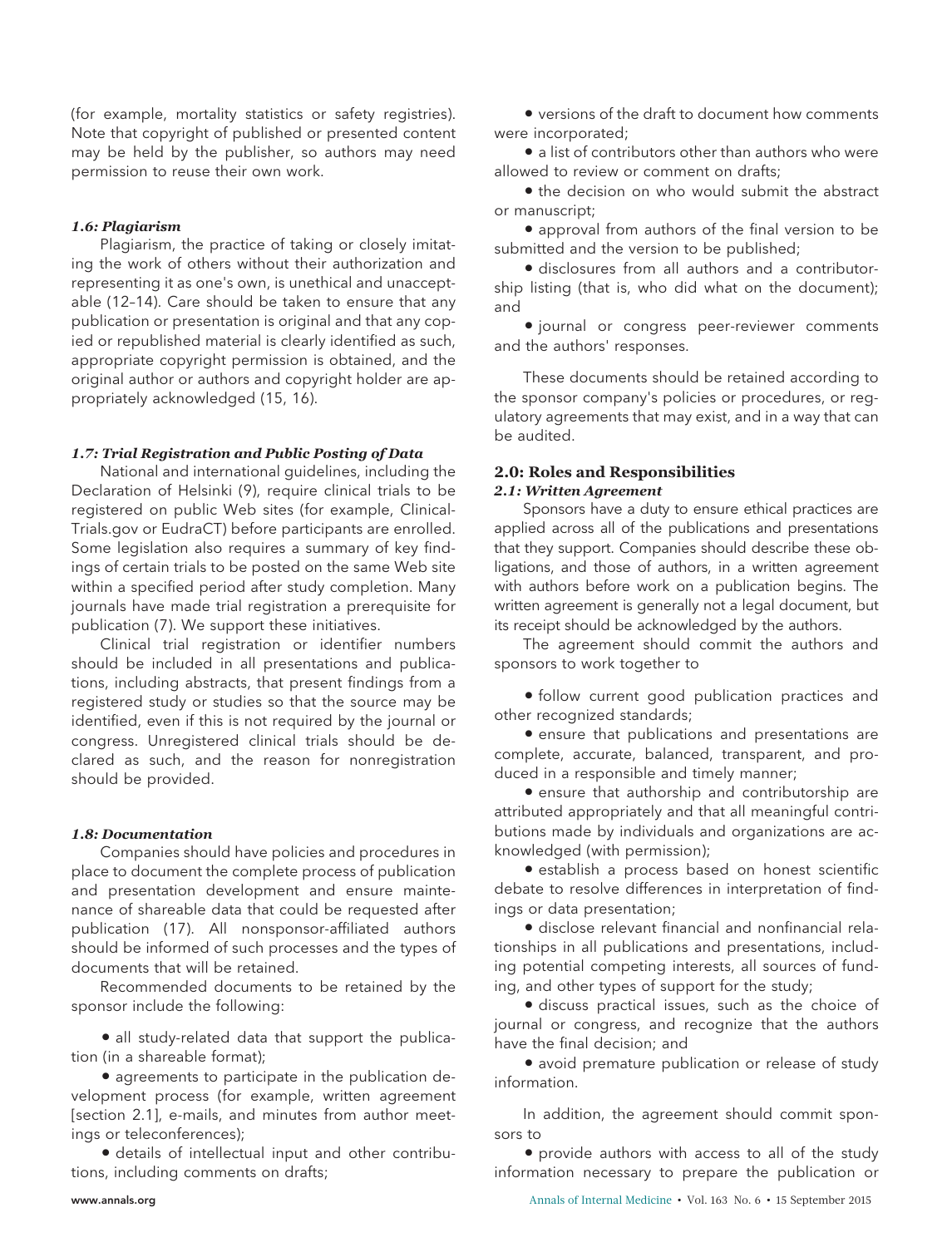(for example, mortality statistics or safety registries). Note that copyright of published or presented content may be held by the publisher, so authors may need permission to reuse their own work.

#### *1.6: Plagiarism*

Plagiarism, the practice of taking or closely imitating the work of others without their authorization and representing it as one's own, is unethical and unacceptable (12–14). Care should be taken to ensure that any publication or presentation is original and that any copied or republished material is clearly identified as such, appropriate copyright permission is obtained, and the original author or authors and copyright holder are appropriately acknowledged (15, 16).

#### *1.7: Trial Registration and Public Posting of Data*

National and international guidelines, including the Declaration of Helsinki (9), require clinical trials to be registered on public Web sites (for example, ClinicalTrials.gov or EudraCT) before participants are enrolled. Some legislation also requires a summary of key findings of certain trials to be posted on the same Web site within a specified period after study completion. Many journals have made trial registration a prerequisite for publication (7). We support these initiatives.

Clinical trial registration or identifier numbers should be included in all presentations and publications, including abstracts, that present findings from a registered study or studies so that the source may be identified, even if this is not required by the journal or congress. Unregistered clinical trials should be declared as such, and the reason for nonregistration should be provided.

#### *1.8: Documentation*

Companies should have policies and procedures in place to document the complete process of publication and presentation development and ensure maintenance of shareable data that could be requested after publication (17). All nonsponsor-affiliated authors should be informed of such processes and the types of documents that will be retained.

Recommended documents to be retained by the sponsor include the following:

- all study-related data that support the publication (in a shareable format);
- agreements to participate in the publication development process (for example, written agreement [section 2.1], e-mails, and minutes from author meetings or teleconferences);
- details of intellectual input and other contributions, including comments on drafts;
- versions of the draft to document how comments were incorporated;
- a list of contributors other than authors who were allowed to review or comment on drafts;
- the decision on who would submit the abstract or manuscript;
- approval from authors of the final version to be submitted and the version to be published;
- disclosures from all authors and a contributorship listing (that is, who did what on the document); and
- journal or congress peer-reviewer comments and the authors' responses.

These documents should be retained according to the sponsor company's policies or procedures, or regulatory agreements that may exist, and in a way that can be audited.

## 2.0: Roles and Responsibilities

#### *2.1: Written Agreement*

Sponsors have a duty to ensure ethical practices are applied across all of the publications and presentations that they support. Companies should describe these obligations, and those of authors, in a written agreement with authors before work on a publication begins. The written agreement is generally not a legal document, but its receipt should be acknowledged by the authors.

The agreement should commit the authors and sponsors to work together to

- follow current good publication practices and other recognized standards;
- ensure that publications and presentations are complete, accurate, balanced, transparent, and produced in a responsible and timely manner;
- ensure that authorship and contributorship are attributed appropriately and that all meaningful contributions made by individuals and organizations are acknowledged (with permission);
- establish a process based on honest scientific debate to resolve differences in interpretation of findings or data presentation;
- disclose relevant financial and nonfinancial relationships in all publications and presentations, including potential competing interests, all sources of funding, and other types of support for the study;
- discuss practical issues, such as the choice of journal or congress, and recognize that the authors have the final decision; and
- avoid premature publication or release of study information.

In addition, the agreement should commit sponsors to

- provide authors with access to all of the study information necessary to prepare the publication or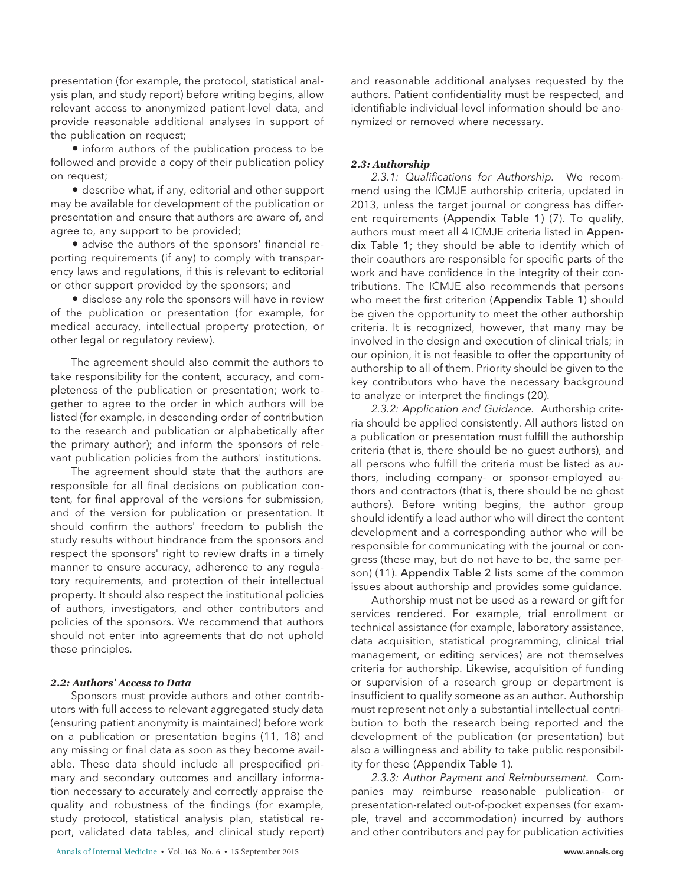presentation (for example, the protocol, statistical analysis plan, and study report) before writing begins, allow relevant access to anonymized patient-level data, and provide reasonable additional analyses in support of the publication on request;

- inform authors of the publication process to be followed and provide a copy of their publication policy on request;
- describe what, if any, editorial and other support may be available for development of the publication or presentation and ensure that authors are aware of, and agree to, any support to be provided;
- advise the authors of the sponsors' financial reporting requirements (if any) to comply with transparency laws and regulations, if this is relevant to editorial or other support provided by the sponsors; and
- disclose any role the sponsors will have in review of the publication or presentation (for example, for medical accuracy, intellectual property protection, or other legal or regulatory review).

The agreement should also commit the authors to take responsibility for the content, accuracy, and completeness of the publication or presentation; work together to agree to the order in which authors will be listed (for example, in descending order of contribution to the research and publication or alphabetically after the primary author); and inform the sponsors of relevant publication policies from the authors' institutions.

The agreement should state that the authors are responsible for all final decisions on publication content, for final approval of the versions for submission, and of the version for publication or presentation. It should confirm the authors' freedom to publish the study results without hindrance from the sponsors and respect the sponsors' right to review drafts in a timely manner to ensure accuracy, adherence to any regulatory requirements, and protection of their intellectual property. It should also respect the institutional policies of authors, investigators, and other contributors and policies of the sponsors. We recommend that authors should not enter into agreements that do not uphold these principles.

#### 2.2: Authors' Access to Data

Sponsors must provide authors and other contributors with full access to relevant aggregated study data (ensuring patient anonymity is maintained) before work on a publication or presentation begins (11, 18) and any missing or final data as soon as they become available. These data should include all prespecified primary and secondary outcomes and ancillary information necessary to accurately and correctly appraise the quality and robustness of the findings (for example, study protocol, statistical analysis plan, statistical report, validated data tables, and clinical study report) and reasonable additional analyses requested by the authors. Patient confidentiality must be respected, and identifiable individual-level information should be anonymized or removed where necessary.

#### 2.3: Authorship

*2.3.1: Qualifications for Authorship.* We recommend using the ICMJE authorship criteria, updated in 2013, unless the target journal or congress has different requirements (Appendix Table 1) (7). To qualify, authors must meet all 4 ICMJE criteria listed in Appendix Table 1; they should be able to identify which of their coauthors are responsible for specific parts of the work and have confidence in the integrity of their contributions. The ICMJE also recommends that persons who meet the first criterion (Appendix Table 1) should be given the opportunity to meet the other authorship criteria. It is recognized, however, that many may be involved in the design and execution of clinical trials; in our opinion, it is not feasible to offer the opportunity of authorship to all of them. Priority should be given to the key contributors who have the necessary background to analyze or interpret the findings (20).

*2.3.2: Application and Guidance.* Authorship criteria should be applied consistently. All authors listed on a publication or presentation must fulfill the authorship criteria (that is, there should be no guest authors), and all persons who fulfill the criteria must be listed as authors, including company- or sponsor-employed authors and contractors (that is, there should be no ghost authors). Before writing begins, the author group should identify a lead author who will direct the content development and a corresponding author who will be responsible for communicating with the journal or congress (these may, but do not have to be, the same person) (11). Appendix Table 2 lists some of the common issues about authorship and provides some guidance.

Authorship must not be used as a reward or gift for services rendered. For example, trial enrollment or technical assistance (for example, laboratory assistance, data acquisition, statistical programming, clinical trial management, or editing services) are not themselves criteria for authorship. Likewise, acquisition of funding or supervision of a research group or department is insufficient to qualify someone as an author. Authorship must represent not only a substantial intellectual contribution to both the research being reported and the development of the publication (or presentation) but also a willingness and ability to take public responsibility for these (Appendix Table 1).

*2.3.3: Author Payment and Reimbursement.* Companies may reimburse reasonable publication- or presentation-related out-of-pocket expenses (for example, travel and accommodation) incurred by authors and other contributors and pay for publication activities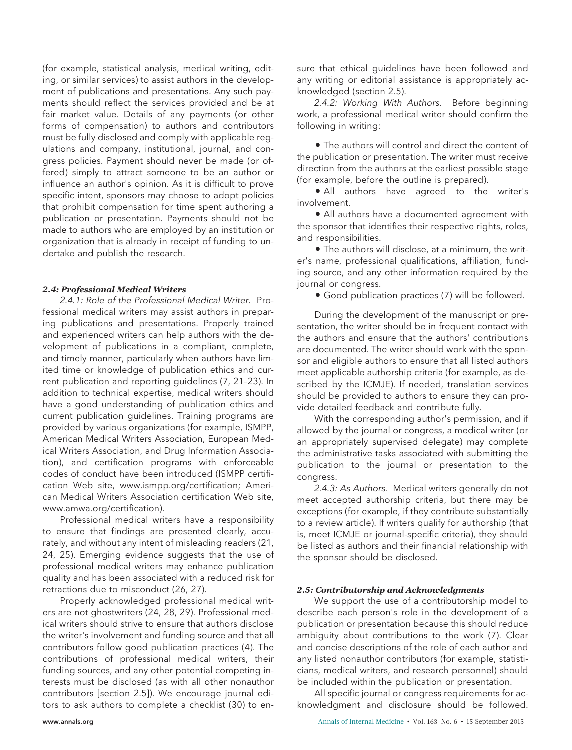(for example, statistical analysis, medical writing, editing, or similar services) to assist authors in the development of publications and presentations. Any such payments should reflect the services provided and be at fair market value. Details of any payments (or other forms of compensation) to authors and contributors must be fully disclosed and comply with applicable regulations and company, institutional, journal, and congress policies. Payment should never be made (or offered) simply to attract someone to be an author or influence an author's opinion. As it is difficult to prove specific intent, sponsors may choose to adopt policies that prohibit compensation for time spent authoring a publication or presentation. Payments should not be made to authors who are employed by an institution or organization that is already in receipt of funding to undertake and publish the research.

### *2.4: Professional Medical Writers*

*2.4.1: Role of the Professional Medical Writer.* Professional medical writers may assist authors in preparing publications and presentations. Properly trained and experienced writers can help authors with the development of publications in a compliant, complete, and timely manner, particularly when authors have limited time or knowledge of publication ethics and current publication and reporting guidelines (7, 21–23). In addition to technical expertise, medical writers should have a good understanding of publication ethics and current publication guidelines. Training programs are provided by various organizations (for example, ISMPP, American Medical Writers Association, European Medical Writers Association, and Drug Information Association), and certification programs with enforceable codes of conduct have been introduced (ISMPP certification Web site, www.ismpp.org/certification; American Medical Writers Association certification Web site, www.amwa.org/certification).

Professional medical writers have a responsibility to ensure that findings are presented clearly, accurately, and without any intent of misleading readers (21, 24, 25). Emerging evidence suggests that the use of professional medical writers may enhance publication quality and has been associated with a reduced risk for retractions due to misconduct (26, 27).

Properly acknowledged professional medical writers are not ghostwriters (24, 28, 29). Professional medical writers should strive to ensure that authors disclose the writer's involvement and funding source and that all contributors follow good publication practices (4). The contributions of professional medical writers, their funding sources, and any other potential competing interests must be disclosed (as with all other nonauthor contributors [section 2.5]). We encourage journal editors to ask authors to complete a checklist (30) to ensure that ethical guidelines have been followed and any writing or editorial assistance is appropriately acknowledged (section 2.5).

*2.4.2: Working With Authors.* Before beginning work, a professional medical writer should confirm the following in writing:

- The authors will control and direct the content of the publication or presentation. The writer must receive direction from the authors at the earliest possible stage (for example, before the outline is prepared).
- All authors have agreed to the writer's involvement.
- All authors have a documented agreement with the sponsor that identifies their respective rights, roles, and responsibilities.
- The authors will disclose, at a minimum, the writer's name, professional qualifications, affiliation, funding source, and any other information required by the journal or congress.
- Good publication practices (7) will be followed.

During the development of the manuscript or presentation, the writer should be in frequent contact with the authors and ensure that the authors' contributions are documented. The writer should work with the sponsor and eligible authors to ensure that all listed authors meet applicable authorship criteria (for example, as described by the ICMJE). If needed, translation services should be provided to authors to ensure they can provide detailed feedback and contribute fully.

With the corresponding author's permission, and if allowed by the journal or congress, a medical writer (or an appropriately supervised delegate) may complete the administrative tasks associated with submitting the publication to the journal or presentation to the congress.

*2.4.3: As Authors.* Medical writers generally do not meet accepted authorship criteria, but there may be exceptions (for example, if they contribute substantially to a review article). If writers qualify for authorship (that is, meet ICMJE or journal-specific criteria), they should be listed as authors and their financial relationship with the sponsor should be disclosed.

### *2.5: Contributorship and Acknowledgments*

We support the use of a contributorship model to describe each person's role in the development of a publication or presentation because this should reduce ambiguity about contributions to the work (7). Clear and concise descriptions of the role of each author and any listed nonauthor contributors (for example, statisticians, medical writers, and research personnel) should be included within the publication or presentation.

All specific journal or congress requirements for acknowledgment and disclosure should be followed.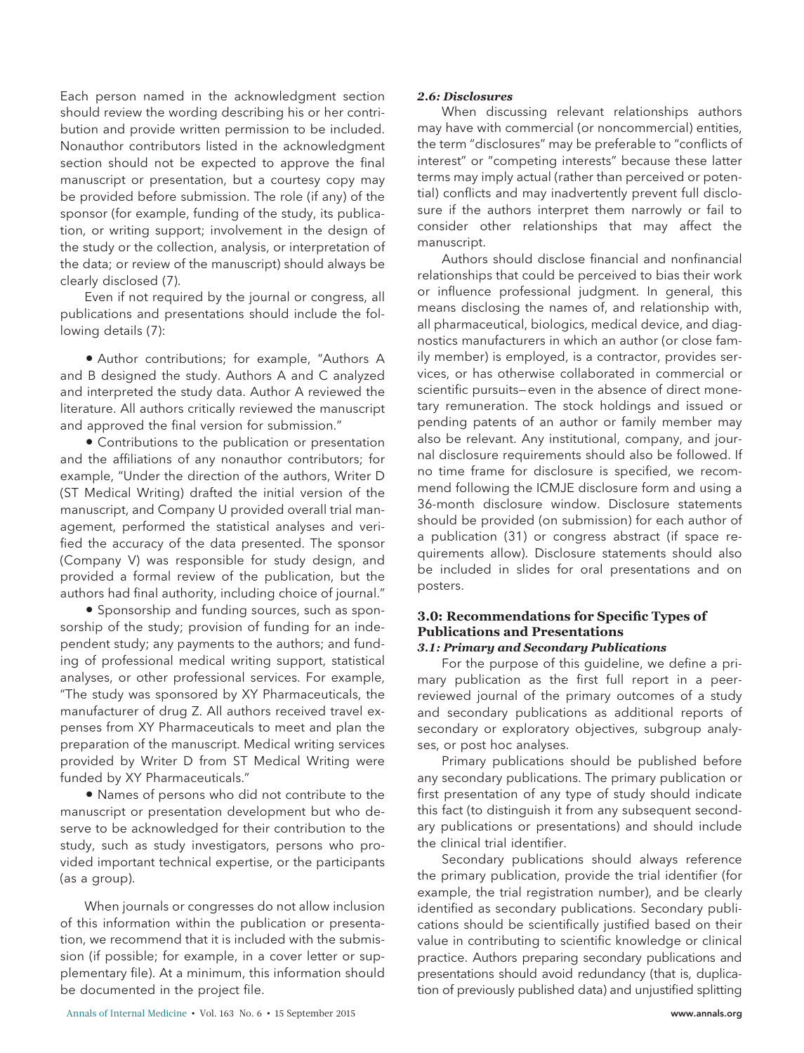Each person named in the acknowledgment section should review the wording describing his or her contribution and provide written permission to be included. Nonauthor contributors listed in the acknowledgment section should not be expected to approve the final manuscript or presentation, but a courtesy copy may be provided before submission. The role (if any) of the sponsor (for example, funding of the study, its publication, or writing support; involvement in the design of the study or the collection, analysis, or interpretation of the data; or review of the manuscript) should always be clearly disclosed (7).

Even if not required by the journal or congress, all publications and presentations should include the following details (7):

- Author contributions; for example, "Authors A and B designed the study. Authors A and C analyzed and interpreted the study data. Author A reviewed the literature. All authors critically reviewed the manuscript and approved the final version for submission."
- Contributions to the publication or presentation and the affiliations of any nonauthor contributors; for example, "Under the direction of the authors, Writer D (ST Medical Writing) drafted the initial version of the manuscript, and Company U provided overall trial management, performed the statistical analyses and verified the accuracy of the data presented. The sponsor (Company V) was responsible for study design, and provided a formal review of the publication, but the authors had final authority, including choice of journal."
- Sponsorship and funding sources, such as sponsorship of the study; provision of funding for an independent study; any payments to the authors; and funding of professional medical writing support, statistical analyses, or other professional services. For example, "The study was sponsored by XY Pharmaceuticals, the manufacturer of drug Z. All authors received travel expenses from XY Pharmaceuticals to meet and plan the preparation of the manuscript. Medical writing services provided by Writer D from ST Medical Writing were funded by XY Pharmaceuticals."
- Names of persons who did not contribute to the manuscript or presentation development but who deserve to be acknowledged for their contribution to the study, such as study investigators, persons who provided important technical expertise, or the participants (as a group).

When journals or congresses do not allow inclusion of this information within the publication or presentation, we recommend that it is included with the submission (if possible; for example, in a cover letter or supplementary file). At a minimum, this information should be documented in the project file.

### *2.6: Disclosures*

When discussing relevant relationships authors may have with commercial (or noncommercial) entities, the term "disclosures" may be preferable to "conflicts of interest" or "competing interests" because these latter terms may imply actual (rather than perceived or potential) conflicts and may inadvertently prevent full disclosure if the authors interpret them narrowly or fail to consider other relationships that may affect the manuscript.

Authors should disclose financial and nonfinancial relationships that could be perceived to bias their work or influence professional judgment. In general, this means disclosing the names of, and relationship with, all pharmaceutical, biologics, medical device, and diagnostics manufacturers in which an author (or close family member) is employed, is a contractor, provides services, or has otherwise collaborated in commercial or scientific pursuits—even in the absence of direct monetary remuneration. The stock holdings and issued or pending patents of an author or family member may also be relevant. Any institutional, company, and journal disclosure requirements should also be followed. If no time frame for disclosure is specified, we recommend following the ICMJE disclosure form and using a 36-month disclosure window. Disclosure statements should be provided (on submission) for each author of a publication (31) or congress abstract (if space requirements allow). Disclosure statements should also be included in slides for oral presentations and on posters.

## 3.0: Recommendations for Specific Types of Publications and Presentations

### *3.1: Primary and Secondary Publications*

For the purpose of this guideline, we define a primary publication as the first full report in a peer-reviewed journal of the primary outcomes of a study and secondary publications as additional reports of secondary or exploratory objectives, subgroup analyses, or post hoc analyses.

Primary publications should be published before any secondary publications. The primary publication or first presentation of any type of study should indicate this fact (to distinguish it from any subsequent secondary publications or presentations) and should include the clinical trial identifier.

Secondary publications should always reference the primary publication, provide the trial identifier (for example, the trial registration number), and be clearly identified as secondary publications. Secondary publications should be scientifically justified based on their value in contributing to scientific knowledge or clinical practice. Authors preparing secondary publications and presentations should avoid redundancy (that is, duplication of previously published data) and unjustified splitting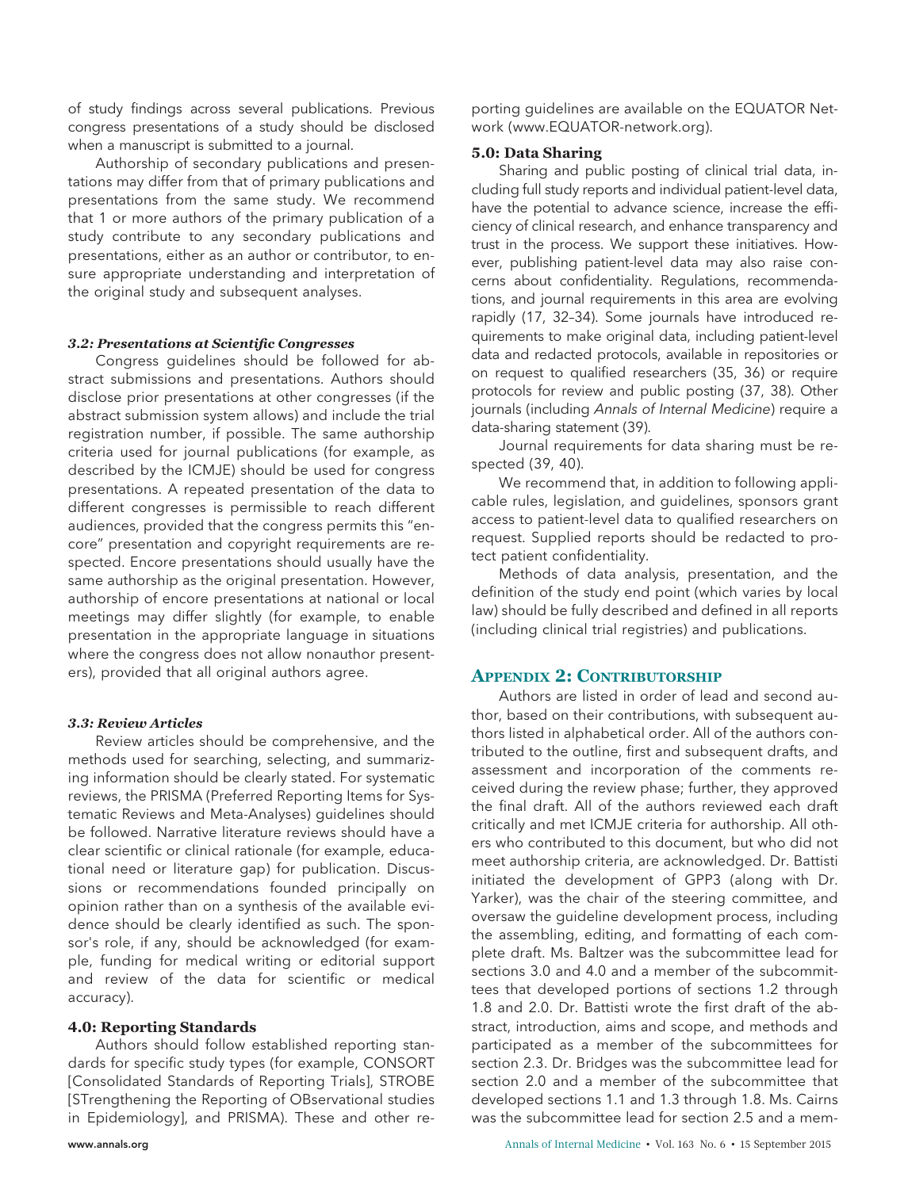of study findings across several publications. Previous congress presentations of a study should be disclosed when a manuscript is submitted to a journal.

Authorship of secondary publications and presentations may differ from that of primary publications and presentations from the same study. We recommend that 1 or more authors of the primary publication of a study contribute to any secondary publications and presentations, either as an author or contributor, to ensure appropriate understanding and interpretation of the original study and subsequent analyses.

#### *3.2: Presentations at Scientific Congresses*

Congress guidelines should be followed for abstract submissions and presentations. Authors should disclose prior presentations at other congresses (if the abstract submission system allows) and include the trial registration number, if possible. The same authorship criteria used for journal publications (for example, as described by the ICMJE) should be used for congress presentations. A repeated presentation of the data to different congresses is permissible to reach different audiences, provided that the congress permits this "encore" presentation and copyright requirements are respected. Encore presentations should usually have the same authorship as the original presentation. However, authorship of encore presentations at national or local meetings may differ slightly (for example, to enable presentation in the appropriate language in situations where the congress does not allow nonauthor presenters), provided that all original authors agree.

#### *3.3: Review Articles*

Review articles should be comprehensive, and the methods used for searching, selecting, and summarizing information should be clearly stated. For systematic reviews, the PRISMA (Preferred Reporting Items for Systematic Reviews and Meta-Analyses) guidelines should be followed. Narrative literature reviews should have a clear scientific or clinical rationale (for example, educational need or literature gap) for publication. Discussions or recommendations founded principally on opinion rather than on a synthesis of the available evidence should be clearly identified as such. The sponsor's role, if any, should be acknowledged (for example, funding for medical writing or editorial support and review of the data for scientific or medical accuracy).

### 4.0: Reporting Standards

Authors should follow established reporting standards for specific study types (for example, CONSORT [Consolidated Standards of Reporting Trials], STROBE [STrengthening the Reporting of OBservational studies in Epidemiology], and PRISMA). These and other reporting guidelines are available on the EQUATOR Network (www.EQUATOR-network.org).

### 5.0: Data Sharing

Sharing and public posting of clinical trial data, including full study reports and individual patient-level data, have the potential to advance science, increase the efficiency of clinical research, and enhance transparency and trust in the process. We support these initiatives. However, publishing patient-level data may also raise concerns about confidentiality. Regulations, recommendations, and journal requirements in this area are evolving rapidly (17, 32–34). Some journals have introduced requirements to make original data, including patient-level data and redacted protocols, available in repositories or on request to qualified researchers (35, 36) or require protocols for review and public posting (37, 38). Other journals (including *Annals of Internal Medicine*) require a data-sharing statement (39).

Journal requirements for data sharing must be respected (39, 40).

We recommend that, in addition to following applicable rules, legislation, and guidelines, sponsors grant access to patient-level data to qualified researchers on request. Supplied reports should be redacted to protect patient confidentiality.

Methods of data analysis, presentation, and the definition of the study end point (which varies by local law) should be fully described and defined in all reports (including clinical trial registries) and publications.

## Appendix 2: Contributorship

Authors are listed in order of lead and second author, based on their contributions, with subsequent authors listed in alphabetical order. All of the authors contributed to the outline, first and subsequent drafts, and assessment and incorporation of the comments received during the review phase; further, they approved the final draft. All of the authors reviewed each draft critically and met ICMJE criteria for authorship. All others who contributed to this document, but who did not meet authorship criteria, are acknowledged. Dr. Battisti initiated the development of GPP3 (along with Dr. Yarker), was the chair of the steering committee, and oversaw the guideline development process, including the assembling, editing, and formatting of each complete draft. Ms. Baltzer was the subcommittee lead for sections 3.0 and 4.0 and a member of the subcommittees that developed portions of sections 1.2 through 1.8 and 2.0. Dr. Battisti wrote the first draft of the abstract, introduction, aims and scope, and methods and participated as a member of the subcommittees for section 2.3. Dr. Bridges was the subcommittee lead for section 2.0 and a member of the subcommittee that developed sections 1.1 and 1.3 through 1.8. Ms. Cairns was the subcommittee lead for section 2.5 and a mem-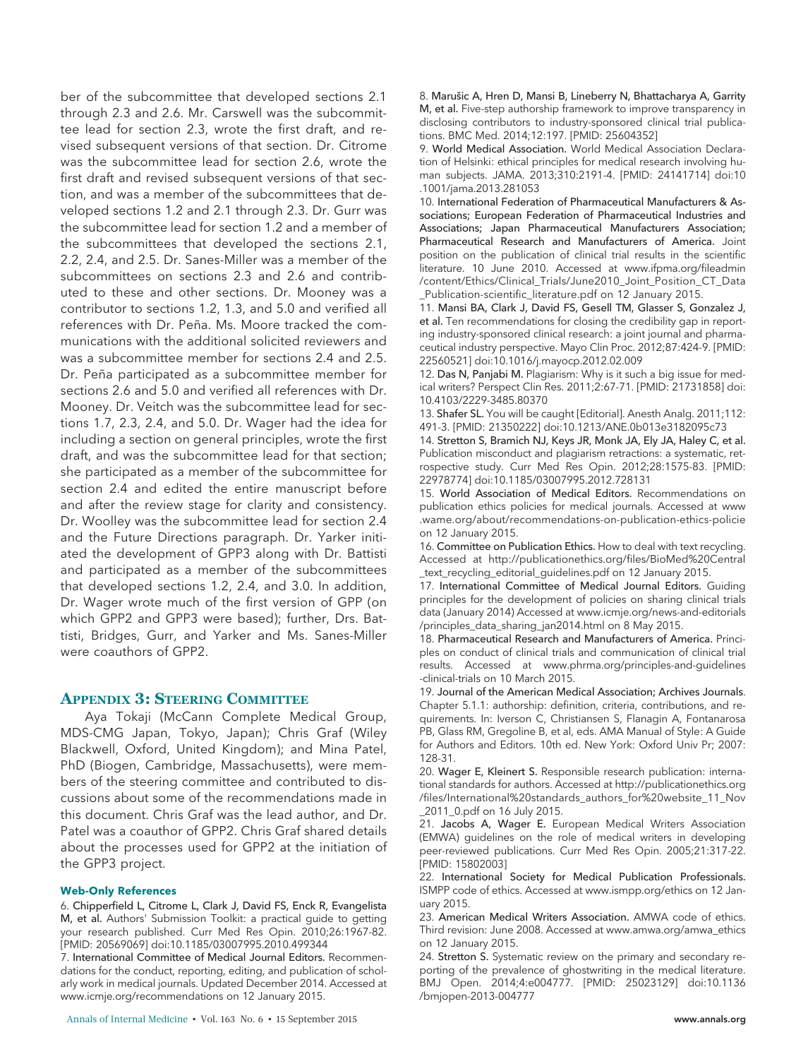ber of the subcommittee that developed sections 2.1 through 2.3 and 2.6. Mr. Carswell was the subcommittee lead for section 2.3, wrote the first draft, and revised subsequent versions of that section. Dr. Citrome was the subcommittee lead for section 2.6, wrote the first draft and revised subsequent versions of that section, and was a member of the subcommittees that developed sections 1.2 and 2.1 through 2.3. Dr. Gurr was the subcommittee lead for section 1.2 and a member of the subcommittees that developed the sections 2.1, 2.2, 2.4, and 2.5. Dr. Sanes-Miller was a member of the subcommittees on sections 2.3 and 2.6 and contributed to these and other sections. Dr. Mooney was a contributor to sections 1.2, 1.3, and 5.0 and verified all references with Dr. Peña. Ms. Moore tracked the communications with the additional solicited reviewers and was a subcommittee member for sections 2.4 and 2.5. Dr. Peña participated as a subcommittee member for sections 2.6 and 5.0 and verified all references with Dr. Mooney. Dr. Veitch was the subcommittee lead for sections 1.7, 2.3, 2.4, and 5.0. Dr. Wager had the idea for including a section on general principles, wrote the first draft, and was the subcommittee lead for that section; she participated as a member of the subcommittee for section 2.4 and edited the entire manuscript before and after the review stage for clarity and consistency. Dr. Woolley was the subcommittee lead for section 2.4 and the Future Directions paragraph. Dr. Yarker initiated the development of GPP3 along with Dr. Battisti and participated as a member of the subcommittees that developed sections 1.2, 2.4, and 3.0. In addition, Dr. Wager wrote much of the first version of GPP (on which GPP2 and GPP3 were based); further, Drs. Battisti, Bridges, Gurr, and Yarker and Ms. Sanes-Miller were coauthors of GPP2.

## Appendix 3: Steering Committee

Aya Tokaji (McCann Complete Medical Group, MDS-CMG Japan, Tokyo, Japan); Chris Graf (Wiley Blackwell, Oxford, United Kingdom); and Mina Patel, PhD (Biogen, Cambridge, Massachusetts), were members of the steering committee and contributed to discussions about some of the recommendations made in this document. Chris Graf was the lead author, and Dr. Patel was a coauthor of GPP2. Chris Graf shared details about the processes used for GPP2 at the initiation of the GPP3 project.

### Web-Only References

6. **Chipperfield L, Citrome L, Clark J, David FS, Enck R, Evangelista M, et al.** Authors' Submission Toolkit: a practical guide to getting your research published. Curr Med Res Opin. 2010;26:1967-82. [PMID: 20569069] doi:10.1185/03007995.2010.499344

7. **International Committee of Medical Journal Editors.** Recommendations for the conduct, reporting, editing, and publication of scholarly work in medical journals. Updated December 2014. Accessed at www.icmje.org/recommendations on 12 January 2015.

8. **Marušic A, Hren D, Mansi B, Lineberry N, Bhattacharya A, Garrity M, et al.** Five-step authorship framework to improve transparency in disclosing contributors to industry-sponsored clinical trial publications. BMC Med. 2014;12:197. [PMID: 25604352]

9. **World Medical Association.** World Medical Association Declaration of Helsinki: ethical principles for medical research involving human subjects. JAMA. 2013;310:2191-4. [PMID: 24141714] doi:10.1001/jama.2013.281053

10. **International Federation of Pharmaceutical Manufacturers & Associations; European Federation of Pharmaceutical Industries and Associations; Japan Pharmaceutical Manufacturers Association; Pharmaceutical Research and Manufacturers of America.** Joint position on the publication of clinical trial results in the scientific literature. 10 June 2010. Accessed at www.ifpma.org/fileadmin/content/Ethics/Clinical_Trials/June2010_Joint_Position_CT_Data_Publication-scientific_literature.pdf on 12 January 2015.

11. **Mansi BA, Clark J, David FS, Gesell TM, Glasser S, Gonzalez J, et al.** Ten recommendations for closing the credibility gap in reporting industry-sponsored clinical research: a joint journal and pharmaceutical industry perspective. Mayo Clin Proc. 2012;87:424-9. [PMID: 22560521] doi:10.1016/j.mayocp.2012.02.009

12. **Das N, Panjabi M.** Plagiarism: Why is it such a big issue for medical writers? Perspect Clin Res. 2011;2:67-71. [PMID: 21731858] doi:10.4103/2229-3485.80370

13. **Shafer SL.** You will be caught [Editorial]. Anesth Analg. 2011;112:491-3. [PMID: 21350222] doi:10.1213/ANE.0b013e3182095c73

14. **Stretton S, Bramich NJ, Keys JR, Monk JA, Ely JA, Haley C, et al.** Publication misconduct and plagiarism retractions: a systematic, retrospective study. Curr Med Res Opin. 2012;28:1575-83. [PMID: 22978774] doi:10.1185/03007995.2012.728131

15. **World Association of Medical Editors.** Recommendations on publication ethics policies for medical journals. Accessed at www.wame.org/about/recommendations-on-publication-ethics-policie on 12 January 2015.

16. **Committee on Publication Ethics.** How to deal with text recycling. Accessed at http://publicationethics.org/files/BioMed%20Central_text_recycling_editorial_guidelines.pdf on 12 January 2015.

17. **International Committee of Medical Journal Editors.** Guiding principles for the development of policies on sharing clinical trials data (January 2014) Accessed at www.icmje.org/news-and-editorials/principles_data_sharing_jan2014.html on 8 May 2015.

18. **Pharmaceutical Research and Manufacturers of America.** Principles on conduct of clinical trials and communication of clinical trial results. Accessed at www.phrma.org/principles-and-guidelines-clinical-trials on 10 March 2015.

19. **Journal of the American Medical Association; Archives Journals.** Chapter 5.1.1: authorship: definition, criteria, contributions, and requirements. In: Iverson C, Christiansen S, Flanagin A, Fontanarosa PB, Glass RM, Gregoline B, et al, eds. AMA Manual of Style: A Guide for Authors and Editors. 10th ed. New York: Oxford Univ Pr; 2007: 128-31.

20. **Wager E, Kleinert S.** Responsible research publication: international standards for authors. Accessed at http://publicationethics.org/files/International%20standards_authors_for%20website_11_Nov_2011_0.pdf on 16 July 2015.

21. **Jacobs A, Wager E.** European Medical Writers Association (EMWA) guidelines on the role of medical writers in developing peer-reviewed publications. Curr Med Res Opin. 2005;21:317-22. [PMID: 15802003]

22. **International Society for Medical Publication Professionals.** ISMPP code of ethics. Accessed at www.ismpp.org/ethics on 12 January 2015.

23. **American Medical Writers Association.** AMWA code of ethics. Third revision: June 2008. Accessed at www.amwa.org/amwa_ethics on 12 January 2015.

24. **Stretton S.** Systematic review on the primary and secondary reporting of the prevalence of ghostwriting in the medical literature. BMJ Open. 2014;4:e004777. [PMID: 25023129] doi:10.1136/bmjopen-2013-004777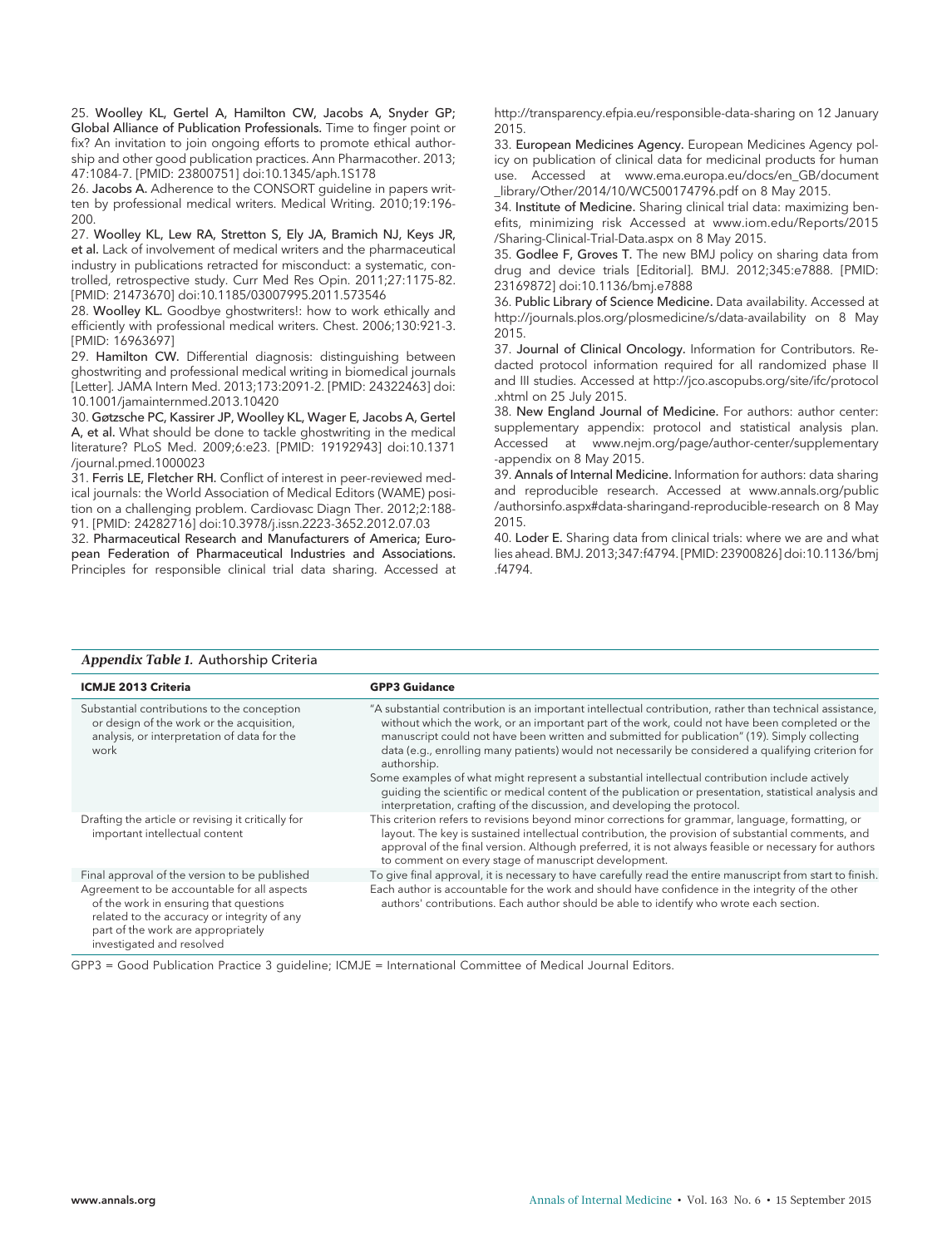25. **Woolley KL, Gertel A, Hamilton CW, Jacobs A, Snyder GP; Global Alliance of Publication Professionals.** Time to finger point or fix? An invitation to join ongoing efforts to promote ethical authorship and other good publication practices. Ann Pharmacother. 2013;47:1084-7. [PMID: 23800751] doi:10.1345/aph.1S178

26. **Jacobs A.** Adherence to the CONSORT guideline in papers written by professional medical writers. Medical Writing. 2010;19:196-200.

27. **Woolley KL, Lew RA, Stretton S, Ely JA, Bramich NJ, Keys JR, et al.** Lack of involvement of medical writers and the pharmaceutical industry in publications retracted for misconduct: a systematic, controlled, retrospective study. Curr Med Res Opin. 2011;27:1175-82. [PMID: 21473670] doi:10.1185/03007995.2011.573546

28. **Woolley KL.** Goodbye ghostwriters!: how to work ethically and efficiently with professional medical writers. Chest. 2006;130:921-3. [PMID: 16963697]

29. **Hamilton CW.** Differential diagnosis: distinguishing between ghostwriting and professional medical writing in biomedical journals [Letter]. JAMA Intern Med. 2013;173:2091-2. [PMID: 24322463] doi:10.1001/jamainternmed.2013.10420

30. **Gøtzsche PC, Kassirer JP, Woolley KL, Wager E, Jacobs A, Gertel A, et al.** What should be done to tackle ghostwriting in the medical literature? PLoS Med. 2009;6:e23. [PMID: 19192943] doi:10.1371/journal.pmed.1000023

31. **Ferris LE, Fletcher RH.** Conflict of interest in peer-reviewed medical journals: the World Association of Medical Editors (WAME) position on a challenging problem. Cardiovasc Diagn Ther. 2012;2:188-91. [PMID: 24282716] doi:10.3978/j.issn.2223-3652.2012.07.03

32. **Pharmaceutical Research and Manufacturers of America; European Federation of Pharmaceutical Industries and Associations.** Principles for responsible clinical trial data sharing. Accessed at http://transparency.efpia.eu/responsible-data-sharing on 12 January 2015.

33. **European Medicines Agency.** European Medicines Agency policy on publication of clinical data for medicinal products for human use. Accessed at www.ema.europa.eu/docs/en_GB/document_library/Other/2014/10/WC500174796.pdf on 8 May 2015.

34. **Institute of Medicine.** Sharing clinical trial data: maximizing benefits, minimizing risk Accessed at www.iom.edu/Reports/2015/Sharing-Clinical-Trial-Data.aspx on 8 May 2015.

35. **Godlee F, Groves T.** The new BMJ policy on sharing data from drug and device trials [Editorial]. BMJ. 2012;345:e7888. [PMID: 23169872] doi:10.1136/bmj.e7888

36. **Public Library of Science Medicine.** Data availability. Accessed at http://journals.plos.org/plosmedicine/s/data-availability on 8 May 2015.

37. **Journal of Clinical Oncology.** Information for Contributors. Redacted protocol information required for all randomized phase II and III studies. Accessed at http://jco.ascopubs.org/site/ifc/protocol.xhtml on 25 July 2015.

38. **New England Journal of Medicine.** For authors: author center: supplementary appendix: protocol and statistical analysis plan. Accessed at www.nejm.org/page/author-center/supplementary-appendix on 8 May 2015.

39. **Annals of Internal Medicine.** Information for authors: data sharing and reproducible research. Accessed at www.annals.org/public/authorsinfo.aspx#data-sharingand-reproducible-research on 8 May 2015.

40. **Loder E.** Sharing data from clinical trials: where we are and what lies ahead. BMJ. 2013;347:f4794. [PMID: 23900826] doi:10.1136/bmj.f4794.

***Appendix Table 1.*** Authorship Criteria

| ICMJE 2013 Criteria | GPP3 Guidance |
|---|---|
| Substantial contributions to the conception or design of the work or the acquisition, analysis, or interpretation of data for the work | "A substantial contribution is an important intellectual contribution, rather than technical assistance, without which the work, or an important part of the work, could not have been completed or the manuscript could not have been written and submitted for publication" (19). Simply collecting data (e.g., enrolling many patients) would not necessarily be considered a qualifying criterion for authorship. Some examples of what might represent a substantial intellectual contribution include actively guiding the scientific or medical content of the publication or presentation, statistical analysis and interpretation, crafting of the discussion, and developing the protocol. |
| Drafting the article or revising it critically for important intellectual content | This criterion refers to revisions beyond minor corrections for grammar, language, formatting, or layout. The key is sustained intellectual contribution, the provision of substantial comments, and approval of the final version. Although preferred, it is not always feasible or necessary for authors to comment on every stage of manuscript development. |
| Final approval of the version to be published | To give final approval, it is necessary to have carefully read the entire manuscript from start to finish. |
| Agreement to be accountable for all aspects of the work in ensuring that questions related to the accuracy or integrity of any part of the work are appropriately investigated and resolved | Each author is accountable for the work and should have confidence in the integrity of the other authors' contributions. Each author should be able to identify who wrote each section. |

GPP3 = Good Publication Practice 3 guideline; ICMJE = International Committee of Medical Journal Editors.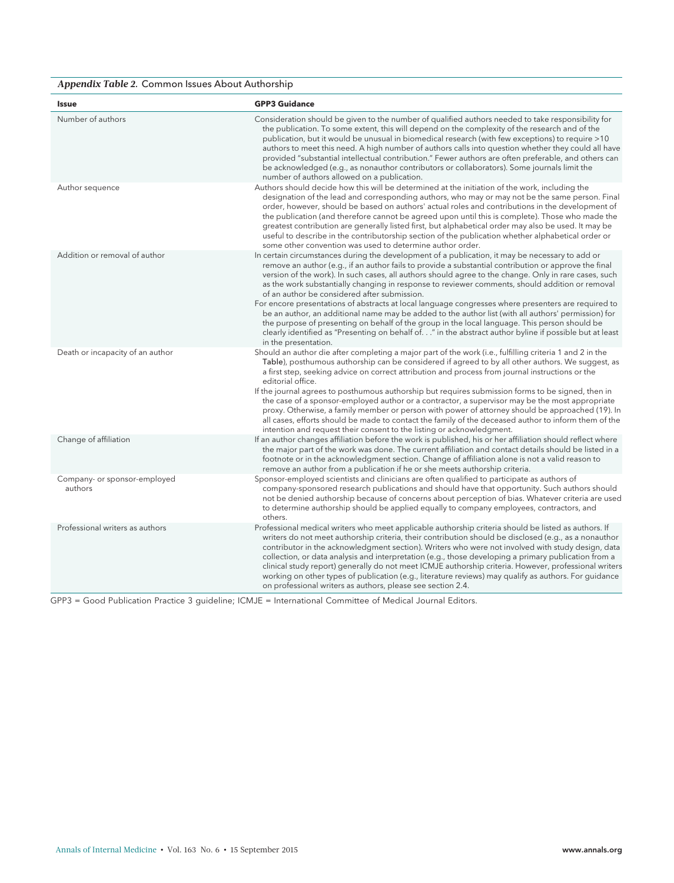*Appendix Table 2.* Common Issues About Authorship

| Issue | GPP3 Guidance |
|---|---|
| Number of authors | Consideration should be given to the number of qualified authors needed to take responsibility for the publication. To some extent, this will depend on the complexity of the research and of the publication, but it would be unusual in biomedical research (with few exceptions) to require >10 authors to meet this need. A high number of authors calls into question whether they could all have provided "substantial intellectual contribution." Fewer authors are often preferable, and others can be acknowledged (e.g., as nonauthor contributors or collaborators). Some journals limit the number of authors allowed on a publication. |
| Author sequence | Authors should decide how this will be determined at the initiation of the work, including the designation of the lead and corresponding authors, who may or may not be the same person. Final order, however, should be based on authors' actual roles and contributions in the development of the publication (and therefore cannot be agreed upon until this is complete). Those who made the greatest contribution are generally listed first, but alphabetical order may also be used. It may be useful to describe in the contributorship section of the publication whether alphabetical order or some other convention was used to determine author order. |
| Addition or removal of author | In certain circumstances during the development of a publication, it may be necessary to add or remove an author (e.g., if an author fails to provide a substantial contribution or approve the final version of the work). In such cases, all authors should agree to the change. Only in rare cases, such as the work substantially changing in response to reviewer comments, should addition or removal of an author be considered after submission.<br>For encore presentations of abstracts at local language congresses where presenters are required to be an author, an additional name may be added to the author list (with all authors' permission) for the purpose of presenting on behalf of the group in the local language. This person should be clearly identified as "Presenting on behalf of. . ." in the abstract author byline if possible but at least in the presentation. |
| Death or incapacity of an author | Should an author die after completing a major part of the work (i.e., fulfilling criteria 1 and 2 in the **Table**), posthumous authorship can be considered if agreed to by all other authors. We suggest, as a first step, seeking advice on correct attribution and process from journal instructions or the editorial office.<br>If the journal agrees to posthumous authorship but requires submission forms to be signed, then in the case of a sponsor-employed author or a contractor, a supervisor may be the most appropriate proxy. Otherwise, a family member or person with power of attorney should be approached (19). In all cases, efforts should be made to contact the family of the deceased author to inform them of the intention and request their consent to the listing or acknowledgment. |
| Change of affiliation | If an author changes affiliation before the work is published, his or her affiliation should reflect where the major part of the work was done. The current affiliation and contact details should be listed in a footnote or in the acknowledgment section. Change of affiliation alone is not a valid reason to remove an author from a publication if he or she meets authorship criteria. |
| Company- or sponsor-employed authors | Sponsor-employed scientists and clinicians are often qualified to participate as authors of company-sponsored research publications and should have that opportunity. Such authors should not be denied authorship because of concerns about perception of bias. Whatever criteria are used to determine authorship should be applied equally to company employees, contractors, and others. |
| Professional writers as authors | Professional medical writers who meet applicable authorship criteria should be listed as authors. If writers do not meet authorship criteria, their contribution should be disclosed (e.g., as a nonauthor contributor in the acknowledgment section). Writers who were not involved with study design, data collection, or data analysis and interpretation (e.g., those developing a primary publication from a clinical study report) generally do not meet ICMJE authorship criteria. However, professional writers working on other types of publication (e.g., literature reviews) may qualify as authors. For guidance on professional writers as authors, please see section 2.4. |

GPP3 = Good Publication Practice 3 guideline; ICMJE = International Committee of Medical Journal Editors.